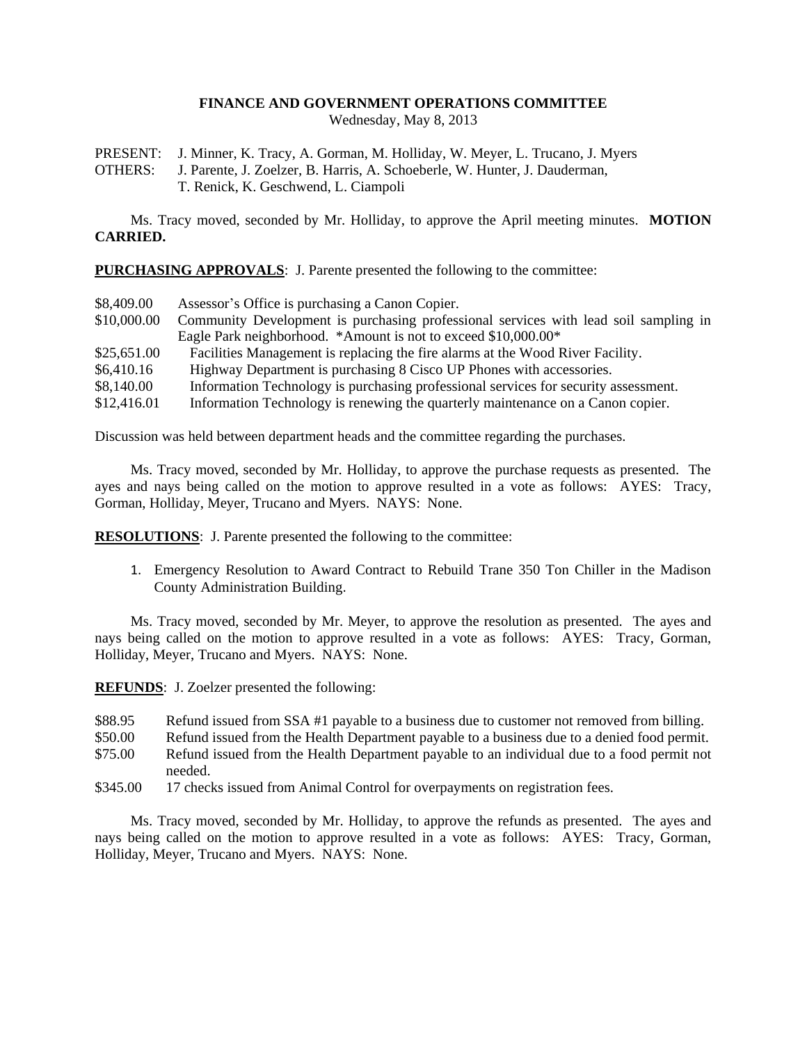# FINANCE AND GOVERNMENT OPERATIONS COMMITTEE

Wednesday, May 8, 2013

PRESENT: J. Minner, K. Tracy, A. Gorman, M. Holliday, W. Meyer, L. Trucano, J. Myers
OTHERS: J. Parente, J. Zoelzer, B. Harris, A. Schoeberle, W. Hunter, J. Dauderman, T. Renick, K. Geschwend, L. Ciampoli

Ms. Tracy moved, seconded by Mr. Holliday, to approve the April meeting minutes. **MOTION CARRIED.**

**PURCHASING APPROVALS**: J. Parente presented the following to the committee:

| | |
|---|---|
| \$8,409.00 | Assessor's Office is purchasing a Canon Copier. |
| \$10,000.00 | Community Development is purchasing professional services with lead soil sampling in Eagle Park neighborhood. *Amount is not to exceed \$10,000.00* |
| \$25,651.00 | Facilities Management is replacing the fire alarms at the Wood River Facility. |
| \$6,410.16 | Highway Department is purchasing 8 Cisco UP Phones with accessories. |
| \$8,140.00 | Information Technology is purchasing professional services for security assessment. |
| \$12,416.01 | Information Technology is renewing the quarterly maintenance on a Canon copier. |

Discussion was held between department heads and the committee regarding the purchases.

Ms. Tracy moved, seconded by Mr. Holliday, to approve the purchase requests as presented. The ayes and nays being called on the motion to approve resulted in a vote as follows: AYES: Tracy, Gorman, Holliday, Meyer, Trucano and Myers. NAYS: None.

**RESOLUTIONS**: J. Parente presented the following to the committee:

1. Emergency Resolution to Award Contract to Rebuild Trane 350 Ton Chiller in the Madison County Administration Building.

Ms. Tracy moved, seconded by Mr. Meyer, to approve the resolution as presented. The ayes and nays being called on the motion to approve resulted in a vote as follows: AYES: Tracy, Gorman, Holliday, Meyer, Trucano and Myers. NAYS: None.

**REFUNDS**: J. Zoelzer presented the following:

| | |
|---|---|
| \$88.95 | Refund issued from SSA #1 payable to a business due to customer not removed from billing. |
| \$50.00 | Refund issued from the Health Department payable to a business due to a denied food permit. |
| \$75.00 | Refund issued from the Health Department payable to an individual due to a food permit not needed. |
| \$345.00 | 17 checks issued from Animal Control for overpayments on registration fees. |

Ms. Tracy moved, seconded by Mr. Holliday, to approve the refunds as presented. The ayes and nays being called on the motion to approve resulted in a vote as follows: AYES: Tracy, Gorman, Holliday, Meyer, Trucano and Myers. NAYS: None.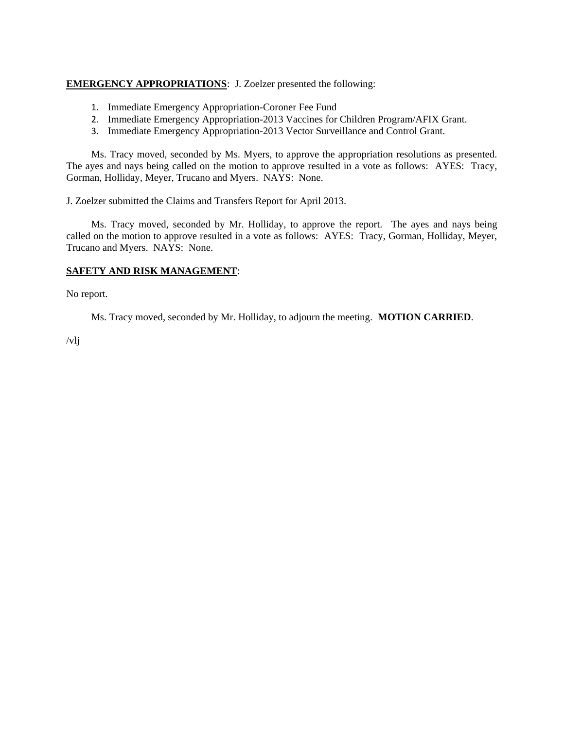**<u>EMERGENCY APPROPRIATIONS</u>**: J. Zoelzer presented the following:

1. Immediate Emergency Appropriation-Coroner Fee Fund
2. Immediate Emergency Appropriation-2013 Vaccines for Children Program/AFIX Grant.
3. Immediate Emergency Appropriation-2013 Vector Surveillance and Control Grant.

Ms. Tracy moved, seconded by Ms. Myers, to approve the appropriation resolutions as presented. The ayes and nays being called on the motion to approve resulted in a vote as follows: AYES: Tracy, Gorman, Holliday, Meyer, Trucano and Myers. NAYS: None.

J. Zoelzer submitted the Claims and Transfers Report for April 2013.

Ms. Tracy moved, seconded by Mr. Holliday, to approve the report. The ayes and nays being called on the motion to approve resulted in a vote as follows: AYES: Tracy, Gorman, Holliday, Meyer, Trucano and Myers. NAYS: None.

**<u>SAFETY AND RISK MANAGEMENT</u>**:

No report.

Ms. Tracy moved, seconded by Mr. Holliday, to adjourn the meeting. **MOTION CARRIED**.

/vlj